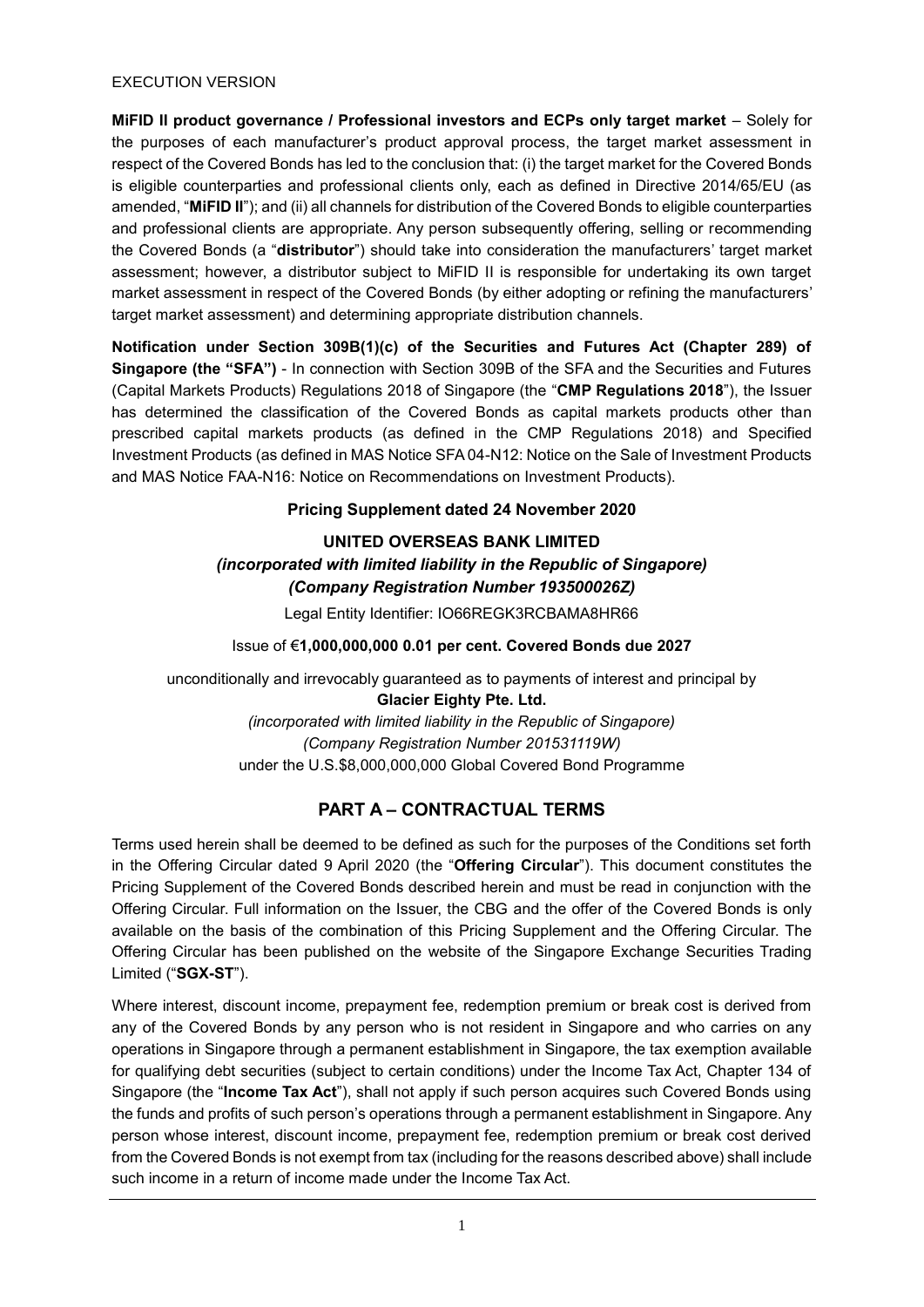EXECUTION VERSION

**MiFID II product governance / Professional investors and ECPs only target market** – Solely for the purposes of each manufacturer's product approval process, the target market assessment in respect of the Covered Bonds has led to the conclusion that: (i) the target market for the Covered Bonds is eligible counterparties and professional clients only, each as defined in Directive 2014/65/EU (as amended, "**MiFID II**"); and (ii) all channels for distribution of the Covered Bonds to eligible counterparties and professional clients are appropriate. Any person subsequently offering, selling or recommending the Covered Bonds (a "**distributor**") should take into consideration the manufacturers' target market assessment; however, a distributor subject to MiFID II is responsible for undertaking its own target market assessment in respect of the Covered Bonds (by either adopting or refining the manufacturers' target market assessment) and determining appropriate distribution channels.

**Notification under Section 309B(1)(c) of the Securities and Futures Act (Chapter 289) of Singapore (the "SFA")** - In connection with Section 309B of the SFA and the Securities and Futures (Capital Markets Products) Regulations 2018 of Singapore (the "**CMP Regulations 2018**"), the Issuer has determined the classification of the Covered Bonds as capital markets products other than prescribed capital markets products (as defined in the CMP Regulations 2018) and Specified Investment Products (as defined in MAS Notice SFA 04-N12: Notice on the Sale of Investment Products and MAS Notice FAA-N16: Notice on Recommendations on Investment Products).

**Pricing Supplement dated 24 November 2020**

**UNITED OVERSEAS BANK LIMITED**
***(incorporated with limited liability in the Republic of Singapore)***
***(Company Registration Number 193500026Z)***

Legal Entity Identifier: IO66REGK3RCBAMA8HR66

Issue of €**1,000,000,000 0.01 per cent. Covered Bonds due 2027**

unconditionally and irrevocably guaranteed as to payments of interest and principal by
**Glacier Eighty Pte. Ltd.**
*(incorporated with limited liability in the Republic of Singapore)*
*(Company Registration Number 201531119W)*
under the U.S.$8,000,000,000 Global Covered Bond Programme

## PART A – CONTRACTUAL TERMS

Terms used herein shall be deemed to be defined as such for the purposes of the Conditions set forth in the Offering Circular dated 9 April 2020 (the "**Offering Circular**"). This document constitutes the Pricing Supplement of the Covered Bonds described herein and must be read in conjunction with the Offering Circular. Full information on the Issuer, the CBG and the offer of the Covered Bonds is only available on the basis of the combination of this Pricing Supplement and the Offering Circular. The Offering Circular has been published on the website of the Singapore Exchange Securities Trading Limited ("**SGX-ST**").

Where interest, discount income, prepayment fee, redemption premium or break cost is derived from any of the Covered Bonds by any person who is not resident in Singapore and who carries on any operations in Singapore through a permanent establishment in Singapore, the tax exemption available for qualifying debt securities (subject to certain conditions) under the Income Tax Act, Chapter 134 of Singapore (the "**Income Tax Act**"), shall not apply if such person acquires such Covered Bonds using the funds and profits of such person's operations through a permanent establishment in Singapore. Any person whose interest, discount income, prepayment fee, redemption premium or break cost derived from the Covered Bonds is not exempt from tax (including for the reasons described above) shall include such income in a return of income made under the Income Tax Act.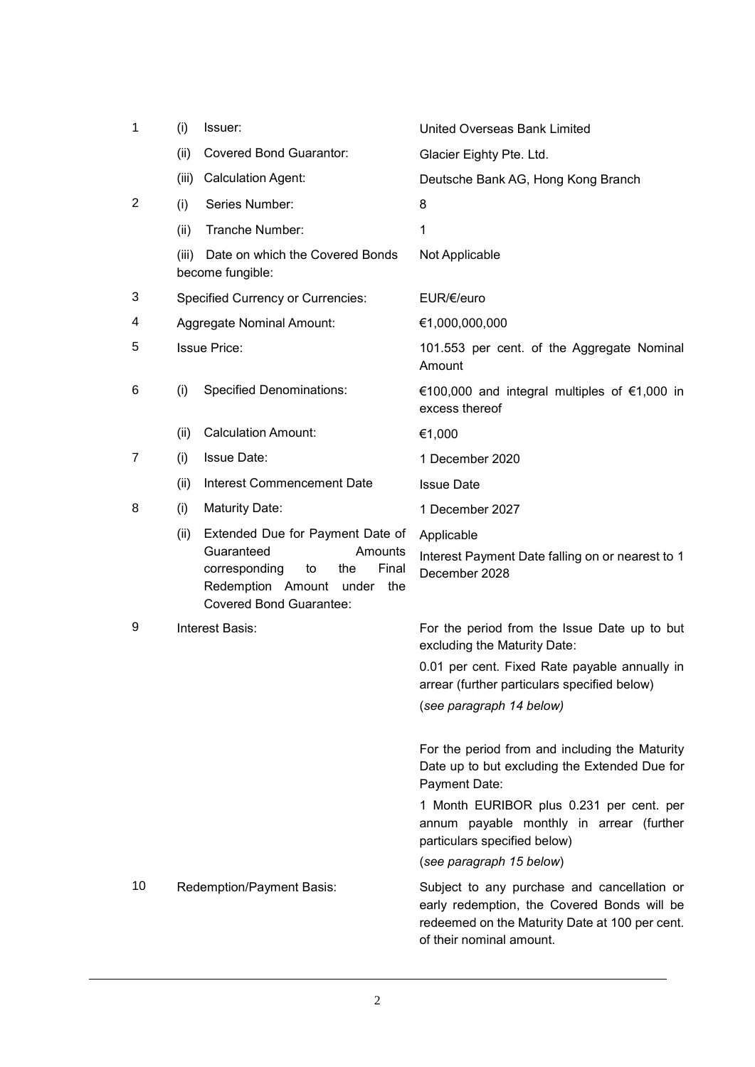| | | | |
|---|---|---|---|
| 1 | (i) | Issuer: | United Overseas Bank Limited |
| | (ii) | Covered Bond Guarantor: | Glacier Eighty Pte. Ltd. |
| | (iii) | Calculation Agent: | Deutsche Bank AG, Hong Kong Branch |
| 2 | (i) | Series Number: | 8 |
| | (ii) | Tranche Number: | 1 |
| | (iii) | Date on which the Covered Bonds become fungible: | Not Applicable |
| 3 | | Specified Currency or Currencies: | EUR/€/euro |
| 4 | | Aggregate Nominal Amount: | €1,000,000,000 |
| 5 | | Issue Price: | 101.553 per cent. of the Aggregate Nominal Amount |
| 6 | (i) | Specified Denominations: | €100,000 and integral multiples of €1,000 in excess thereof |
| | (ii) | Calculation Amount: | €1,000 |
| 7 | (i) | Issue Date: | 1 December 2020 |
| | (ii) | Interest Commencement Date | Issue Date |
| 8 | (i) | Maturity Date: | 1 December 2027 |
| | (ii) | Extended Due for Payment Date of Guaranteed Amounts corresponding to the Final Redemption Amount under the Covered Bond Guarantee: | Applicable<br><br>Interest Payment Date falling on or nearest to 1 December 2028 |
| 9 | | Interest Basis: | For the period from the Issue Date up to but excluding the Maturity Date:<br><br>0.01 per cent. Fixed Rate payable annually in arrear (further particulars specified below)<br><br>(*see paragraph 14 below)*<br><br>For the period from and including the Maturity Date up to but excluding the Extended Due for Payment Date:<br><br>1 Month EURIBOR plus 0.231 per cent. per annum payable monthly in arrear (further particulars specified below)<br><br>(*see paragraph 15 below*) |
| 10 | | Redemption/Payment Basis: | Subject to any purchase and cancellation or early redemption, the Covered Bonds will be redeemed on the Maturity Date at 100 per cent. of their nominal amount. |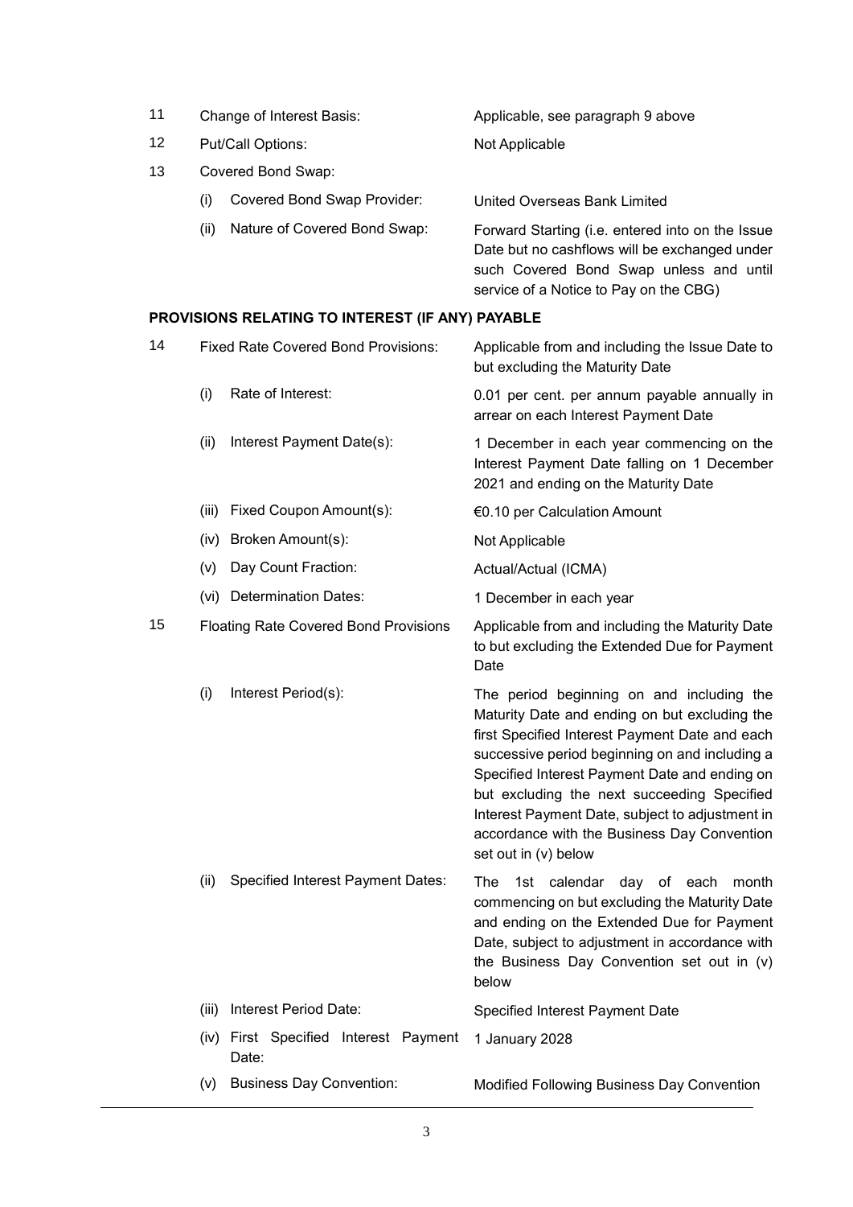| | | |
|---|---|---|
| 11 | Change of Interest Basis: | Applicable, see paragraph 9 above |
| 12 | Put/Call Options: | Not Applicable |
| 13 | Covered Bond Swap: | |
| | (i) Covered Bond Swap Provider: | United Overseas Bank Limited |
| | (ii) Nature of Covered Bond Swap: | Forward Starting (i.e. entered into on the Issue Date but no cashflows will be exchanged under such Covered Bond Swap unless and until service of a Notice to Pay on the CBG) |

**PROVISIONS RELATING TO INTEREST (IF ANY) PAYABLE**

| | | |
|---|---|---|
| 14 | Fixed Rate Covered Bond Provisions: | Applicable from and including the Issue Date to but excluding the Maturity Date |
| | (i) Rate of Interest: | 0.01 per cent. per annum payable annually in arrear on each Interest Payment Date |
| | (ii) Interest Payment Date(s): | 1 December in each year commencing on the Interest Payment Date falling on 1 December 2021 and ending on the Maturity Date |
| | (iii) Fixed Coupon Amount(s): | €0.10 per Calculation Amount |
| | (iv) Broken Amount(s): | Not Applicable |
| | (v) Day Count Fraction: | Actual/Actual (ICMA) |
| | (vi) Determination Dates: | 1 December in each year |
| 15 | Floating Rate Covered Bond Provisions | Applicable from and including the Maturity Date to but excluding the Extended Due for Payment Date |
| | (i) Interest Period(s): | The period beginning on and including the Maturity Date and ending on but excluding the first Specified Interest Payment Date and each successive period beginning on and including a Specified Interest Payment Date and ending on but excluding the next succeeding Specified Interest Payment Date, subject to adjustment in accordance with the Business Day Convention set out in (v) below |
| | (ii) Specified Interest Payment Dates: | The 1st calendar day of each month commencing on but excluding the Maturity Date and ending on the Extended Due for Payment Date, subject to adjustment in accordance with the Business Day Convention set out in (v) below |
| | (iii) Interest Period Date: | Specified Interest Payment Date |
| | (iv) First Specified Interest Payment Date: | 1 January 2028 |
| | (v) Business Day Convention: | Modified Following Business Day Convention |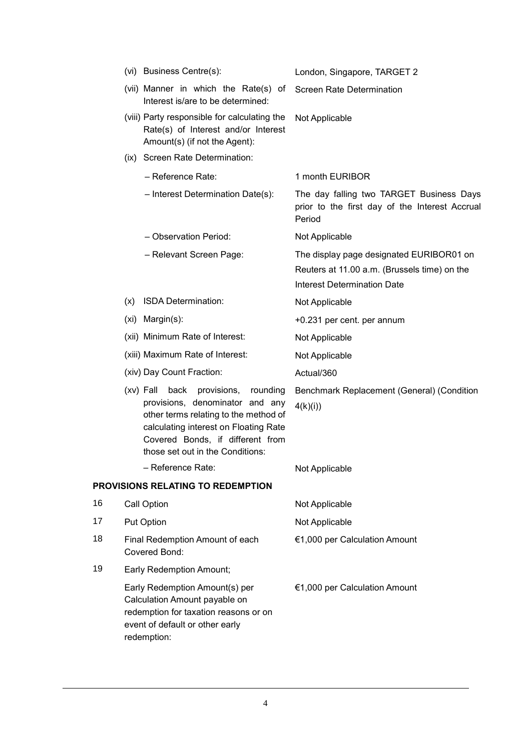| | | |
|---|---|---|
| | (vi) Business Centre(s): | London, Singapore, TARGET 2 |
| | (vii) Manner in which the Rate(s) of Interest is/are to be determined: | Screen Rate Determination |
| | (viii) Party responsible for calculating the Rate(s) of Interest and/or Interest Amount(s) (if not the Agent): | Not Applicable |
| | (ix) Screen Rate Determination: | |
| | – Reference Rate: | 1 month EURIBOR |
| | – Interest Determination Date(s): | The day falling two TARGET Business Days prior to the first day of the Interest Accrual Period |
| | – Observation Period: | Not Applicable |
| | – Relevant Screen Page: | The display page designated EURIBOR01 on Reuters at 11.00 a.m. (Brussels time) on the Interest Determination Date |
| | (x) ISDA Determination: | Not Applicable |
| | (xi) Margin(s): | +0.231 per cent. per annum |
| | (xii) Minimum Rate of Interest: | Not Applicable |
| | (xiii) Maximum Rate of Interest: | Not Applicable |
| | (xiv) Day Count Fraction: | Actual/360 |
| | (xv) Fall back provisions, rounding provisions, denominator and any other terms relating to the method of calculating interest on Floating Rate Covered Bonds, if different from those set out in the Conditions: | Benchmark Replacement (General) (Condition 4(k)(i)) |
| | – Reference Rate: | Not Applicable |

**PROVISIONS RELATING TO REDEMPTION**

| | | |
|---|---|---|
| 16 | Call Option | Not Applicable |
| 17 | Put Option | Not Applicable |
| 18 | Final Redemption Amount of each Covered Bond: | €1,000 per Calculation Amount |
| 19 | Early Redemption Amount; | |
| | Early Redemption Amount(s) per Calculation Amount payable on redemption for taxation reasons or on event of default or other early redemption: | €1,000 per Calculation Amount |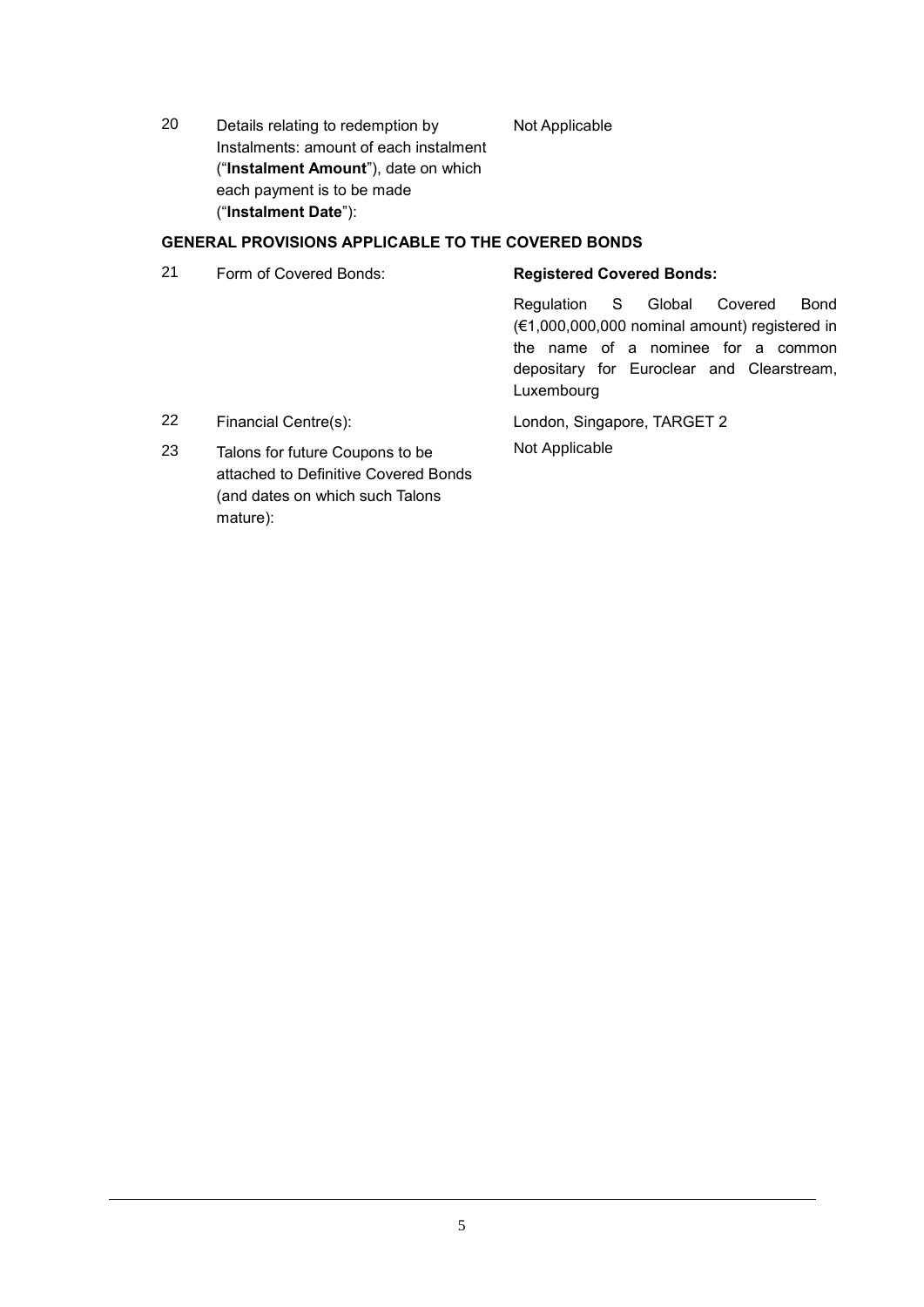| | | |
|---|---|---|
| 20 | Details relating to redemption by Instalments: amount of each instalment ("**Instalment Amount**"), date on which each payment is to be made ("**Instalment Date**"): | Not Applicable |

**GENERAL PROVISIONS APPLICABLE TO THE COVERED BONDS**

| | | |
|---|---|---|
| 21 | Form of Covered Bonds: | **Registered Covered Bonds:**<br><br>Regulation S Global Covered Bond (€1,000,000,000 nominal amount) registered in the name of a nominee for a common depositary for Euroclear and Clearstream, Luxembourg |
| 22 | Financial Centre(s): | London, Singapore, TARGET 2 |
| 23 | Talons for future Coupons to be attached to Definitive Covered Bonds (and dates on which such Talons mature): | Not Applicable |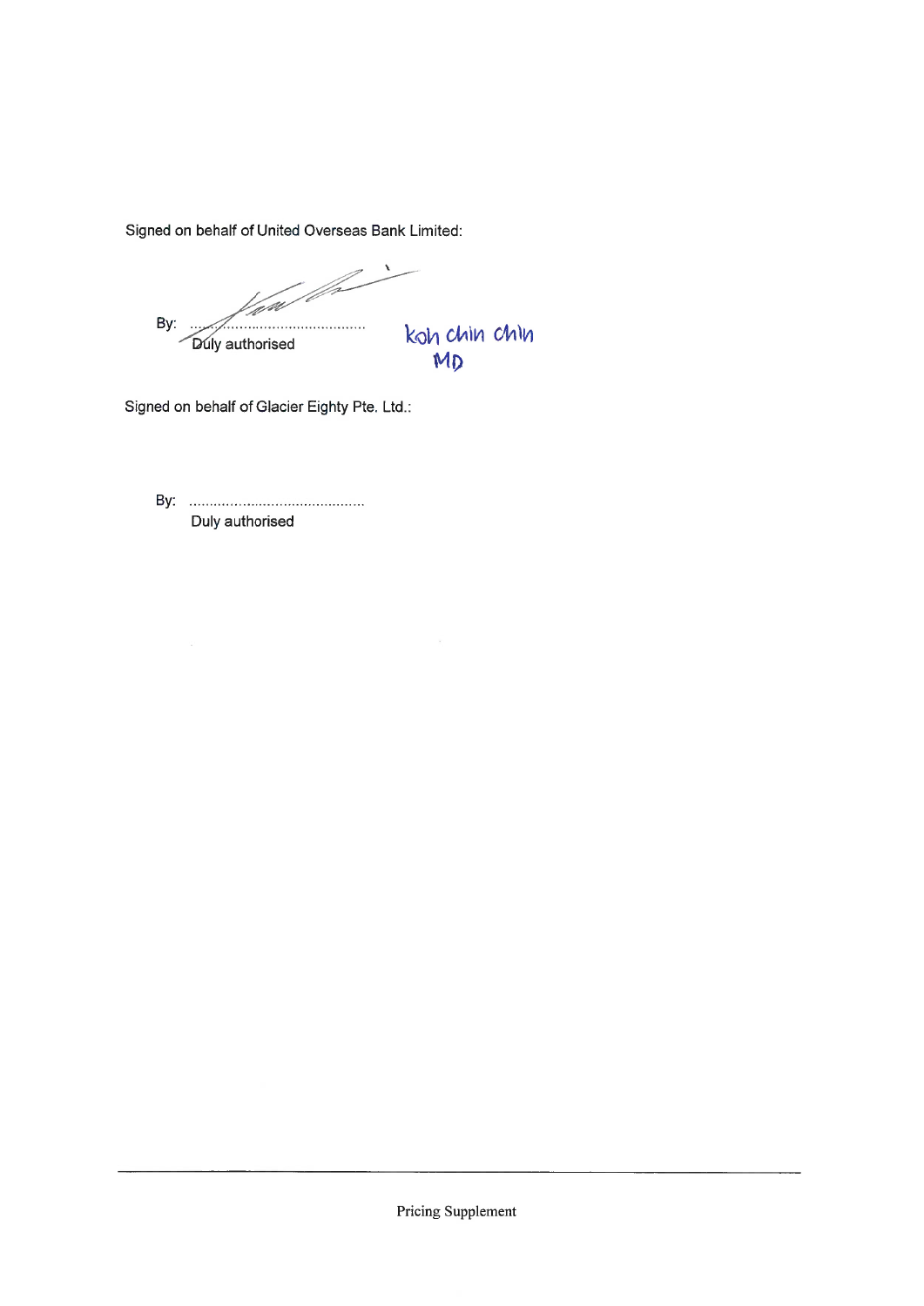Signed on behalf of United Overseas Bank Limited:

By: ..........................................
Duly authorised

Koh Chin Chin
MD

Signed on behalf of Glacier Eighty Pte. Ltd.:

By: ..........................................
Duly authorised

Pricing Supplement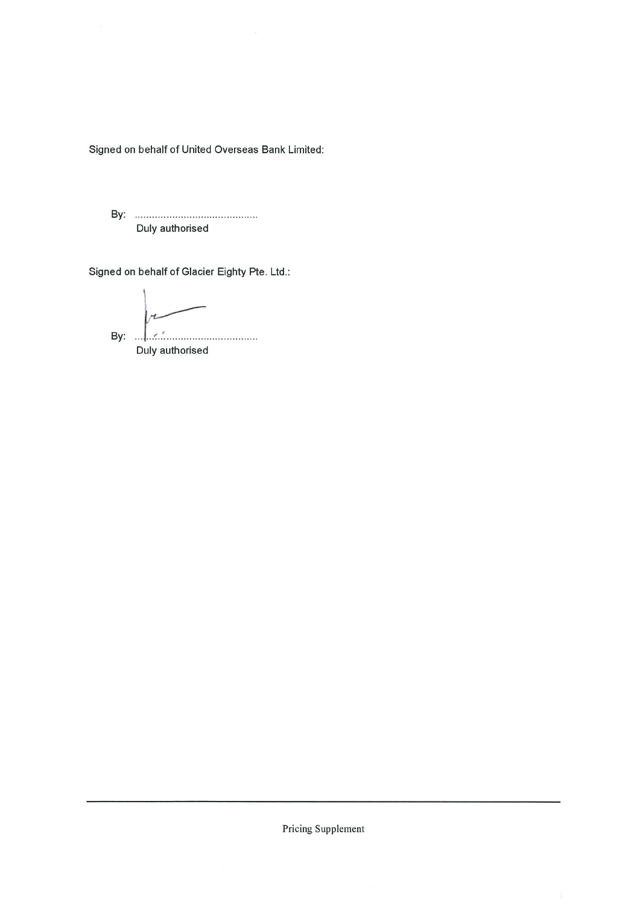Signed on behalf of United Overseas Bank Limited:

By: ..........................................

Duly authorised

Signed on behalf of Glacier Eighty Pte. Ltd.:

By: ..........................................

Duly authorised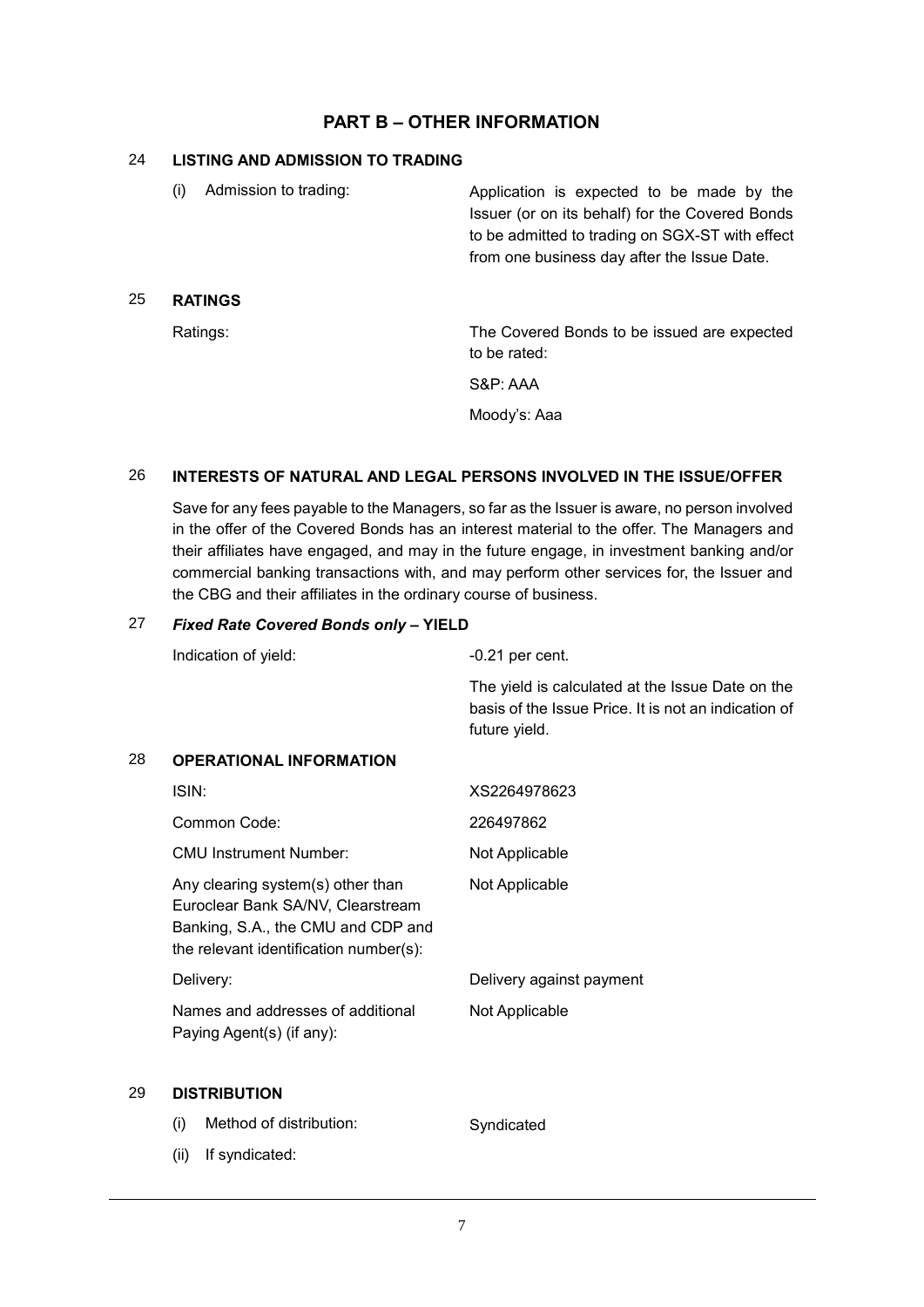## PART B – OTHER INFORMATION

### 24 LISTING AND ADMISSION TO TRADING

| | |
|---|---|
| (i) Admission to trading: | Application is expected to be made by the Issuer (or on its behalf) for the Covered Bonds to be admitted to trading on SGX-ST with effect from one business day after the Issue Date. |

### 25 RATINGS

| | |
|---|---|
| Ratings: | The Covered Bonds to be issued are expected to be rated:<br>S&P: AAA<br>Moody's: Aaa |

### 26 INTERESTS OF NATURAL AND LEGAL PERSONS INVOLVED IN THE ISSUE/OFFER

Save for any fees payable to the Managers, so far as the Issuer is aware, no person involved in the offer of the Covered Bonds has an interest material to the offer. The Managers and their affiliates have engaged, and may in the future engage, in investment banking and/or commercial banking transactions with, and may perform other services for, the Issuer and the CBG and their affiliates in the ordinary course of business.

### 27 *Fixed Rate Covered Bonds only* – YIELD

| | |
|---|---|
| Indication of yield: | -0.21 per cent.<br>The yield is calculated at the Issue Date on the basis of the Issue Price. It is not an indication of future yield. |

### 28 OPERATIONAL INFORMATION

| | |
|---|---|
| ISIN: | XS2264978623 |
| Common Code: | 226497862 |
| CMU Instrument Number: | Not Applicable |
| Any clearing system(s) other than Euroclear Bank SA/NV, Clearstream Banking, S.A., the CMU and CDP and the relevant identification number(s): | Not Applicable |
| Delivery: | Delivery against payment |
| Names and addresses of additional Paying Agent(s) (if any): | Not Applicable |

### 29 DISTRIBUTION

| | |
|---|---|
| (i) Method of distribution: | Syndicated |
| (ii) If syndicated: | |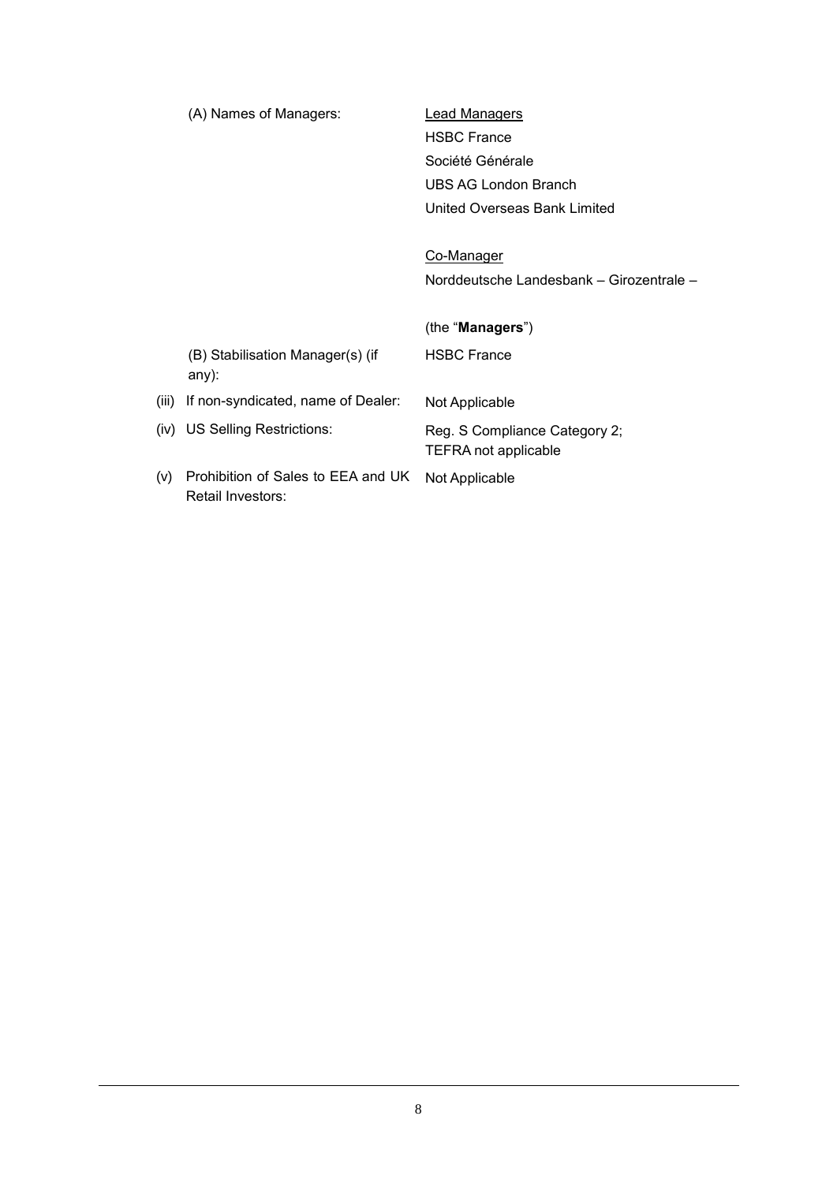| | | |
|---|---|---|
| | (A) Names of Managers: | Lead Managers<br>HSBC France<br>Société Générale<br>UBS AG London Branch<br>United Overseas Bank Limited<br><br>Co-Manager<br>Norddeutsche Landesbank – Girozentrale –<br><br>(the "**Managers**") |
| | (B) Stabilisation Manager(s) (if any): | HSBC France |
| (iii) | If non-syndicated, name of Dealer: | Not Applicable |
| (iv) | US Selling Restrictions: | Reg. S Compliance Category 2; TEFRA not applicable |
| (v) | Prohibition of Sales to EEA and UK Retail Investors: | Not Applicable |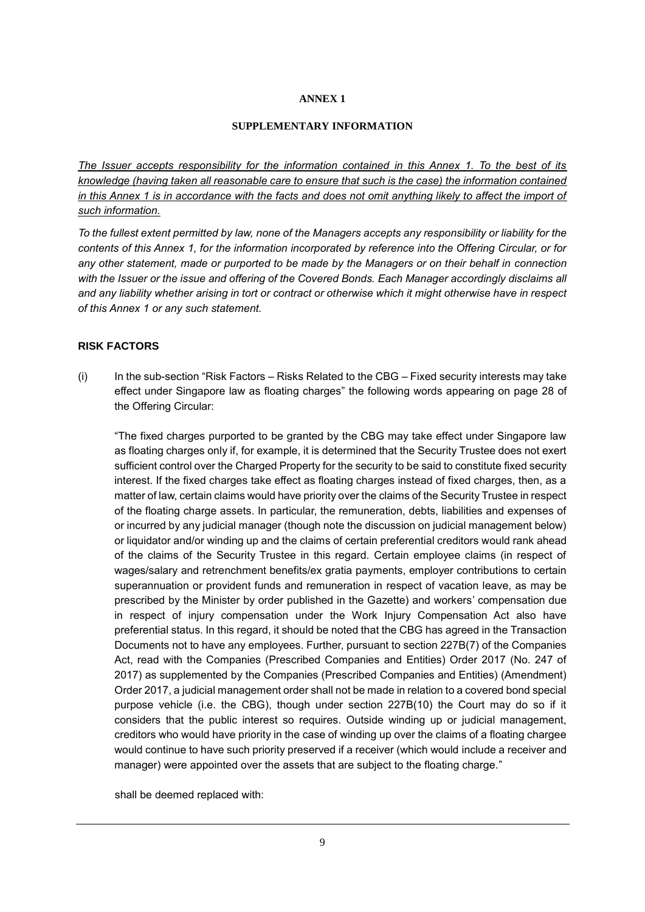**ANNEX 1**

**SUPPLEMENTARY INFORMATION**

*The Issuer accepts responsibility for the information contained in this Annex 1. To the best of its knowledge (having taken all reasonable care to ensure that such is the case) the information contained in this Annex 1 is in accordance with the facts and does not omit anything likely to affect the import of such information.*

*To the fullest extent permitted by law, none of the Managers accepts any responsibility or liability for the contents of this Annex 1, for the information incorporated by reference into the Offering Circular, or for any other statement, made or purported to be made by the Managers or on their behalf in connection with the Issuer or the issue and offering of the Covered Bonds. Each Manager accordingly disclaims all and any liability whether arising in tort or contract or otherwise which it might otherwise have in respect of this Annex 1 or any such statement.*

**RISK FACTORS**

(i) In the sub-section "Risk Factors – Risks Related to the CBG – Fixed security interests may take effect under Singapore law as floating charges" the following words appearing on page 28 of the Offering Circular:

"The fixed charges purported to be granted by the CBG may take effect under Singapore law as floating charges only if, for example, it is determined that the Security Trustee does not exert sufficient control over the Charged Property for the security to be said to constitute fixed security interest. If the fixed charges take effect as floating charges instead of fixed charges, then, as a matter of law, certain claims would have priority over the claims of the Security Trustee in respect of the floating charge assets. In particular, the remuneration, debts, liabilities and expenses of or incurred by any judicial manager (though note the discussion on judicial management below) or liquidator and/or winding up and the claims of certain preferential creditors would rank ahead of the claims of the Security Trustee in this regard. Certain employee claims (in respect of wages/salary and retrenchment benefits/ex gratia payments, employer contributions to certain superannuation or provident funds and remuneration in respect of vacation leave, as may be prescribed by the Minister by order published in the Gazette) and workers' compensation due in respect of injury compensation under the Work Injury Compensation Act also have preferential status. In this regard, it should be noted that the CBG has agreed in the Transaction Documents not to have any employees. Further, pursuant to section 227B(7) of the Companies Act, read with the Companies (Prescribed Companies and Entities) Order 2017 (No. 247 of 2017) as supplemented by the Companies (Prescribed Companies and Entities) (Amendment) Order 2017, a judicial management order shall not be made in relation to a covered bond special purpose vehicle (i.e. the CBG), though under section 227B(10) the Court may do so if it considers that the public interest so requires. Outside winding up or judicial management, creditors who would have priority in the case of winding up over the claims of a floating chargee would continue to have such priority preserved if a receiver (which would include a receiver and manager) were appointed over the assets that are subject to the floating charge."

shall be deemed replaced with: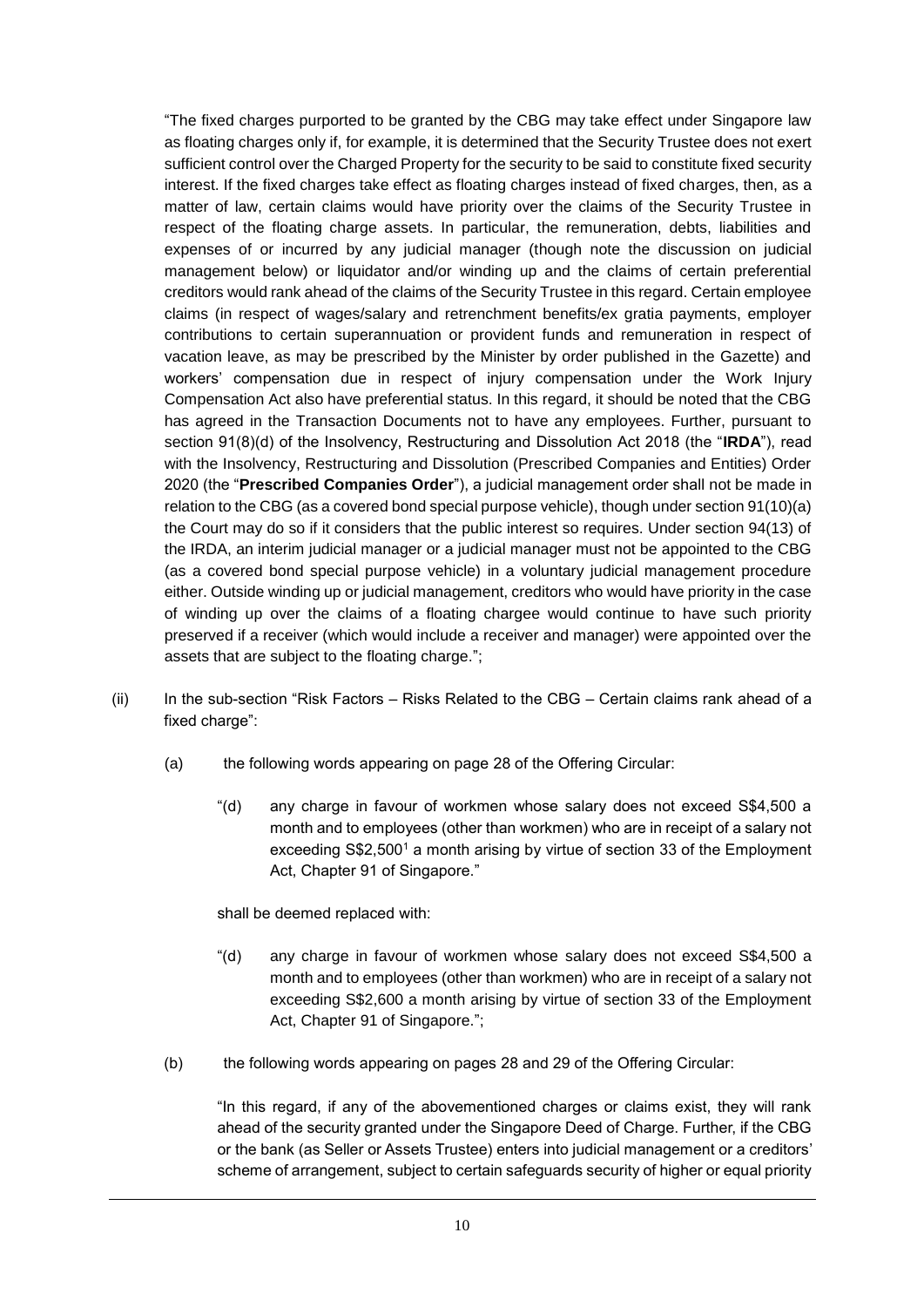"The fixed charges purported to be granted by the CBG may take effect under Singapore law as floating charges only if, for example, it is determined that the Security Trustee does not exert sufficient control over the Charged Property for the security to be said to constitute fixed security interest. If the fixed charges take effect as floating charges instead of fixed charges, then, as a matter of law, certain claims would have priority over the claims of the Security Trustee in respect of the floating charge assets. In particular, the remuneration, debts, liabilities and expenses of or incurred by any judicial manager (though note the discussion on judicial management below) or liquidator and/or winding up and the claims of certain preferential creditors would rank ahead of the claims of the Security Trustee in this regard. Certain employee claims (in respect of wages/salary and retrenchment benefits/ex gratia payments, employer contributions to certain superannuation or provident funds and remuneration in respect of vacation leave, as may be prescribed by the Minister by order published in the Gazette) and workers' compensation due in respect of injury compensation under the Work Injury Compensation Act also have preferential status. In this regard, it should be noted that the CBG has agreed in the Transaction Documents not to have any employees. Further, pursuant to section 91(8)(d) of the Insolvency, Restructuring and Dissolution Act 2018 (the "**IRDA**"), read with the Insolvency, Restructuring and Dissolution (Prescribed Companies and Entities) Order 2020 (the "**Prescribed Companies Order**"), a judicial management order shall not be made in relation to the CBG (as a covered bond special purpose vehicle), though under section 91(10)(a) the Court may do so if it considers that the public interest so requires. Under section 94(13) of the IRDA, an interim judicial manager or a judicial manager must not be appointed to the CBG (as a covered bond special purpose vehicle) in a voluntary judicial management procedure either. Outside winding up or judicial management, creditors who would have priority in the case of winding up over the claims of a floating chargee would continue to have such priority preserved if a receiver (which would include a receiver and manager) were appointed over the assets that are subject to the floating charge.";

(ii) In the sub-section "Risk Factors – Risks Related to the CBG – Certain claims rank ahead of a fixed charge":

(a) the following words appearing on page 28 of the Offering Circular:

"(d) any charge in favour of workmen whose salary does not exceed S$4,500 a month and to employees (other than workmen) who are in receipt of a salary not exceeding S$2,500[1] a month arising by virtue of section 33 of the Employment Act, Chapter 91 of Singapore."

shall be deemed replaced with:

"(d) any charge in favour of workmen whose salary does not exceed S$4,500 a month and to employees (other than workmen) who are in receipt of a salary not exceeding S$2,600 a month arising by virtue of section 33 of the Employment Act, Chapter 91 of Singapore.";

(b) the following words appearing on pages 28 and 29 of the Offering Circular:

"In this regard, if any of the abovementioned charges or claims exist, they will rank ahead of the security granted under the Singapore Deed of Charge. Further, if the CBG or the bank (as Seller or Assets Trustee) enters into judicial management or a creditors' scheme of arrangement, subject to certain safeguards security of higher or equal priority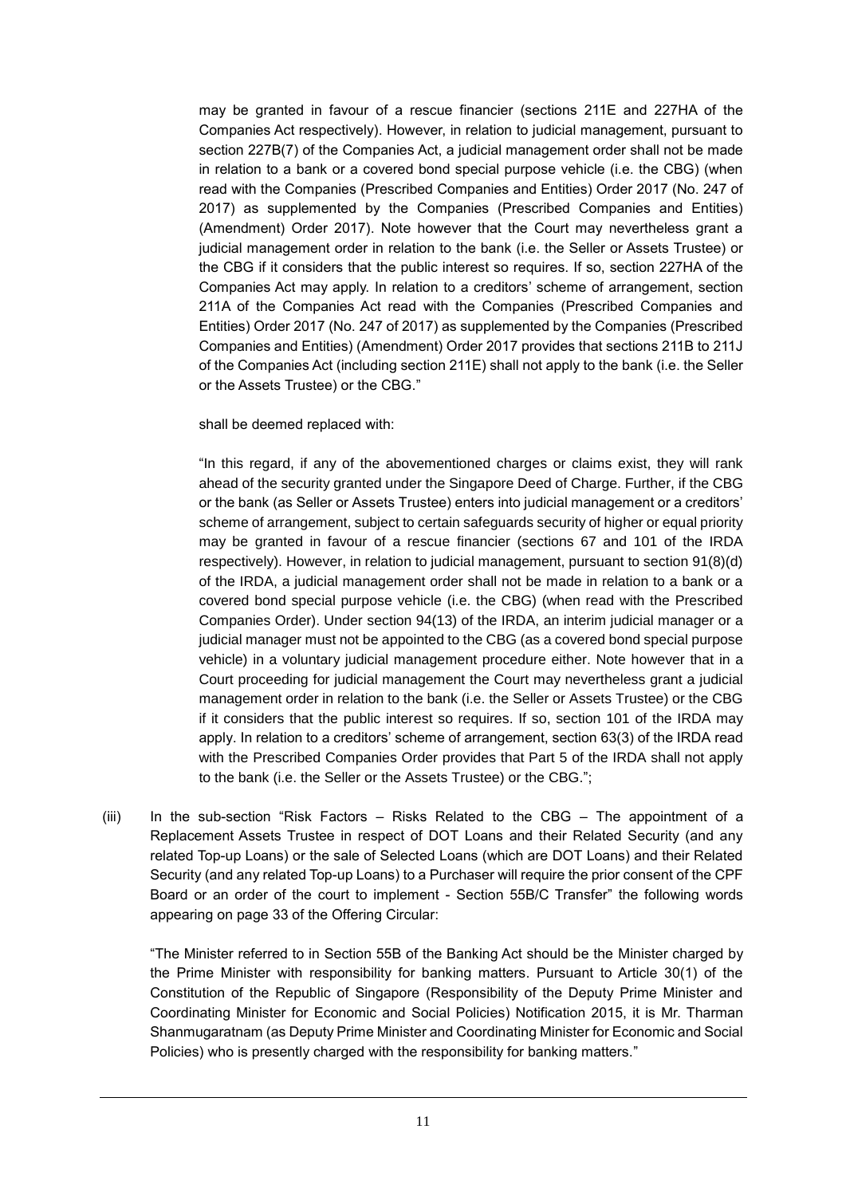may be granted in favour of a rescue financier (sections 211E and 227HA of the Companies Act respectively). However, in relation to judicial management, pursuant to section 227B(7) of the Companies Act, a judicial management order shall not be made in relation to a bank or a covered bond special purpose vehicle (i.e. the CBG) (when read with the Companies (Prescribed Companies and Entities) Order 2017 (No. 247 of 2017) as supplemented by the Companies (Prescribed Companies and Entities) (Amendment) Order 2017). Note however that the Court may nevertheless grant a judicial management order in relation to the bank (i.e. the Seller or Assets Trustee) or the CBG if it considers that the public interest so requires. If so, section 227HA of the Companies Act may apply. In relation to a creditors' scheme of arrangement, section 211A of the Companies Act read with the Companies (Prescribed Companies and Entities) Order 2017 (No. 247 of 2017) as supplemented by the Companies (Prescribed Companies and Entities) (Amendment) Order 2017 provides that sections 211B to 211J of the Companies Act (including section 211E) shall not apply to the bank (i.e. the Seller or the Assets Trustee) or the CBG."

shall be deemed replaced with:

"In this regard, if any of the abovementioned charges or claims exist, they will rank ahead of the security granted under the Singapore Deed of Charge. Further, if the CBG or the bank (as Seller or Assets Trustee) enters into judicial management or a creditors' scheme of arrangement, subject to certain safeguards security of higher or equal priority may be granted in favour of a rescue financier (sections 67 and 101 of the IRDA respectively). However, in relation to judicial management, pursuant to section 91(8)(d) of the IRDA, a judicial management order shall not be made in relation to a bank or a covered bond special purpose vehicle (i.e. the CBG) (when read with the Prescribed Companies Order). Under section 94(13) of the IRDA, an interim judicial manager or a judicial manager must not be appointed to the CBG (as a covered bond special purpose vehicle) in a voluntary judicial management procedure either. Note however that in a Court proceeding for judicial management the Court may nevertheless grant a judicial management order in relation to the bank (i.e. the Seller or Assets Trustee) or the CBG if it considers that the public interest so requires. If so, section 101 of the IRDA may apply. In relation to a creditors' scheme of arrangement, section 63(3) of the IRDA read with the Prescribed Companies Order provides that Part 5 of the IRDA shall not apply to the bank (i.e. the Seller or the Assets Trustee) or the CBG.";

(iii) In the sub-section "Risk Factors – Risks Related to the CBG – The appointment of a Replacement Assets Trustee in respect of DOT Loans and their Related Security (and any related Top-up Loans) or the sale of Selected Loans (which are DOT Loans) and their Related Security (and any related Top-up Loans) to a Purchaser will require the prior consent of the CPF Board or an order of the court to implement - Section 55B/C Transfer" the following words appearing on page 33 of the Offering Circular:

"The Minister referred to in Section 55B of the Banking Act should be the Minister charged by the Prime Minister with responsibility for banking matters. Pursuant to Article 30(1) of the Constitution of the Republic of Singapore (Responsibility of the Deputy Prime Minister and Coordinating Minister for Economic and Social Policies) Notification 2015, it is Mr. Tharman Shanmugaratnam (as Deputy Prime Minister and Coordinating Minister for Economic and Social Policies) who is presently charged with the responsibility for banking matters."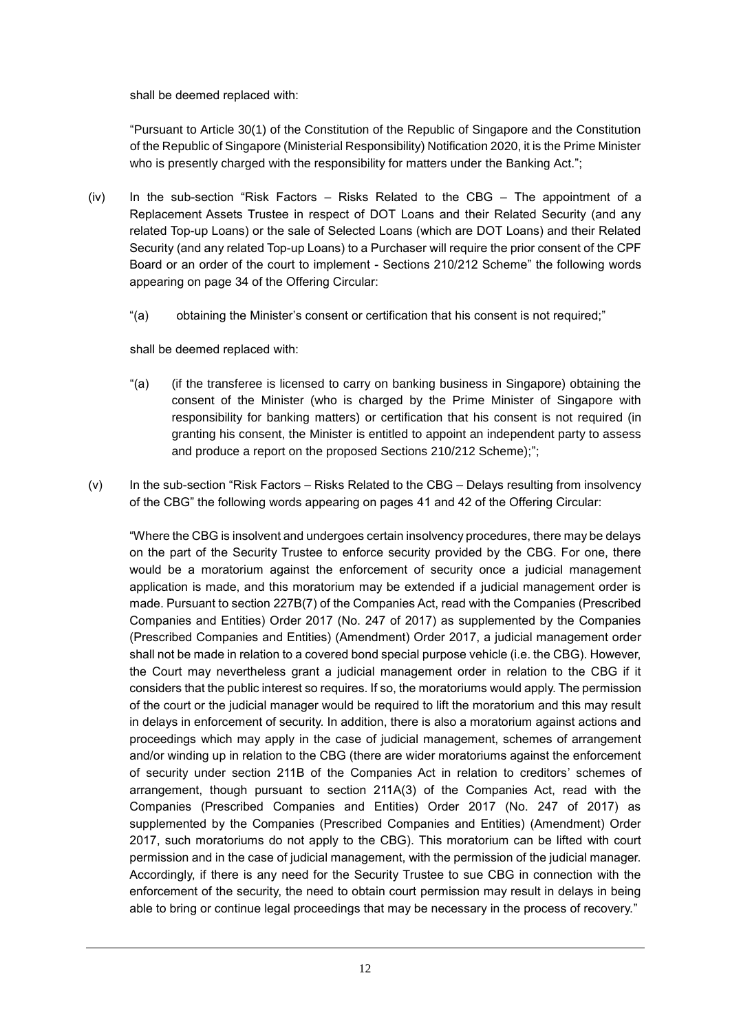shall be deemed replaced with:

"Pursuant to Article 30(1) of the Constitution of the Republic of Singapore and the Constitution of the Republic of Singapore (Ministerial Responsibility) Notification 2020, it is the Prime Minister who is presently charged with the responsibility for matters under the Banking Act.";

(iv) In the sub-section "Risk Factors – Risks Related to the CBG – The appointment of a Replacement Assets Trustee in respect of DOT Loans and their Related Security (and any related Top-up Loans) or the sale of Selected Loans (which are DOT Loans) and their Related Security (and any related Top-up Loans) to a Purchaser will require the prior consent of the CPF Board or an order of the court to implement - Sections 210/212 Scheme" the following words appearing on page 34 of the Offering Circular:

"(a) obtaining the Minister's consent or certification that his consent is not required;"

shall be deemed replaced with:

"(a) (if the transferee is licensed to carry on banking business in Singapore) obtaining the consent of the Minister (who is charged by the Prime Minister of Singapore with responsibility for banking matters) or certification that his consent is not required (in granting his consent, the Minister is entitled to appoint an independent party to assess and produce a report on the proposed Sections 210/212 Scheme);";

(v) In the sub-section "Risk Factors – Risks Related to the CBG – Delays resulting from insolvency of the CBG" the following words appearing on pages 41 and 42 of the Offering Circular:

"Where the CBG is insolvent and undergoes certain insolvency procedures, there may be delays on the part of the Security Trustee to enforce security provided by the CBG. For one, there would be a moratorium against the enforcement of security once a judicial management application is made, and this moratorium may be extended if a judicial management order is made. Pursuant to section 227B(7) of the Companies Act, read with the Companies (Prescribed Companies and Entities) Order 2017 (No. 247 of 2017) as supplemented by the Companies (Prescribed Companies and Entities) (Amendment) Order 2017, a judicial management order shall not be made in relation to a covered bond special purpose vehicle (i.e. the CBG). However, the Court may nevertheless grant a judicial management order in relation to the CBG if it considers that the public interest so requires. If so, the moratoriums would apply. The permission of the court or the judicial manager would be required to lift the moratorium and this may result in delays in enforcement of security. In addition, there is also a moratorium against actions and proceedings which may apply in the case of judicial management, schemes of arrangement and/or winding up in relation to the CBG (there are wider moratoriums against the enforcement of security under section 211B of the Companies Act in relation to creditors' schemes of arrangement, though pursuant to section 211A(3) of the Companies Act, read with the Companies (Prescribed Companies and Entities) Order 2017 (No. 247 of 2017) as supplemented by the Companies (Prescribed Companies and Entities) (Amendment) Order 2017, such moratoriums do not apply to the CBG). This moratorium can be lifted with court permission and in the case of judicial management, with the permission of the judicial manager. Accordingly, if there is any need for the Security Trustee to sue CBG in connection with the enforcement of the security, the need to obtain court permission may result in delays in being able to bring or continue legal proceedings that may be necessary in the process of recovery."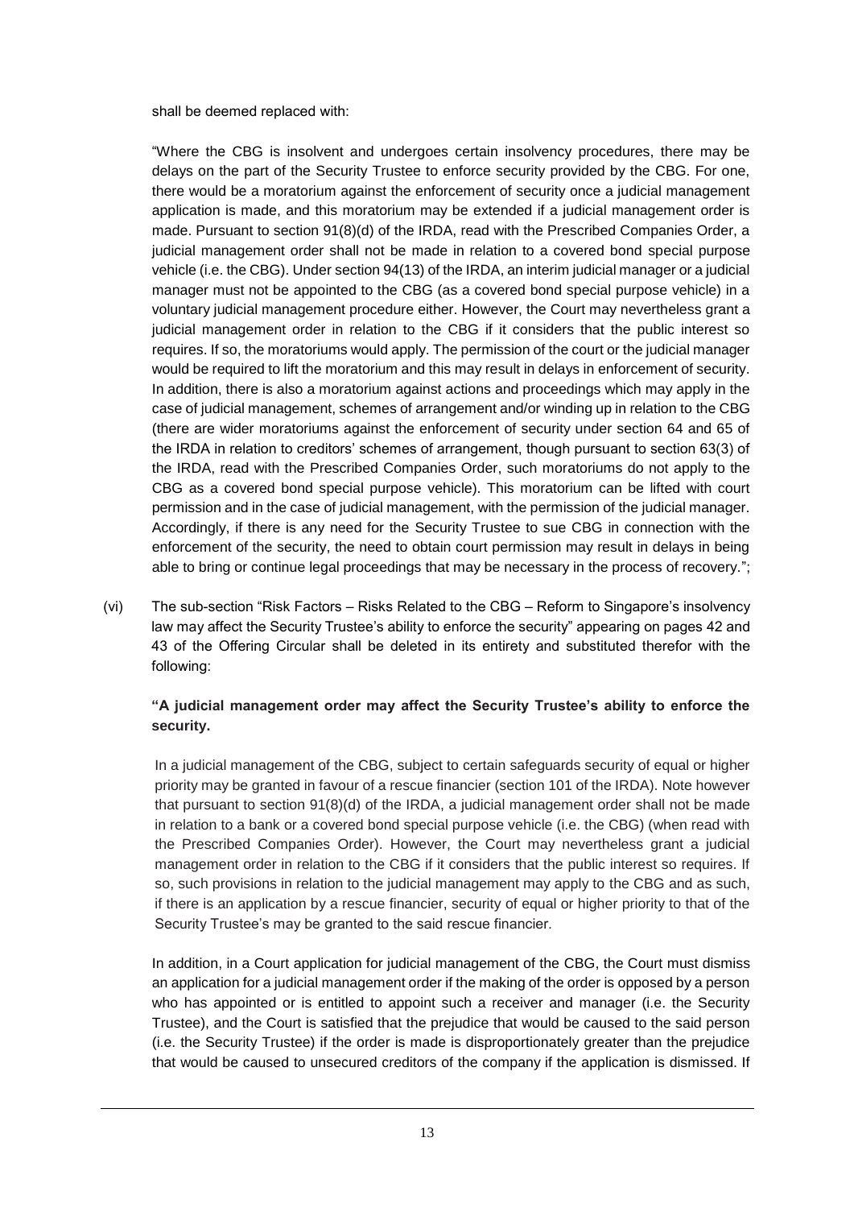shall be deemed replaced with:

"Where the CBG is insolvent and undergoes certain insolvency procedures, there may be delays on the part of the Security Trustee to enforce security provided by the CBG. For one, there would be a moratorium against the enforcement of security once a judicial management application is made, and this moratorium may be extended if a judicial management order is made. Pursuant to section 91(8)(d) of the IRDA, read with the Prescribed Companies Order, a judicial management order shall not be made in relation to a covered bond special purpose vehicle (i.e. the CBG). Under section 94(13) of the IRDA, an interim judicial manager or a judicial manager must not be appointed to the CBG (as a covered bond special purpose vehicle) in a voluntary judicial management procedure either. However, the Court may nevertheless grant a judicial management order in relation to the CBG if it considers that the public interest so requires. If so, the moratoriums would apply. The permission of the court or the judicial manager would be required to lift the moratorium and this may result in delays in enforcement of security. In addition, there is also a moratorium against actions and proceedings which may apply in the case of judicial management, schemes of arrangement and/or winding up in relation to the CBG (there are wider moratoriums against the enforcement of security under section 64 and 65 of the IRDA in relation to creditors' schemes of arrangement, though pursuant to section 63(3) of the IRDA, read with the Prescribed Companies Order, such moratoriums do not apply to the CBG as a covered bond special purpose vehicle). This moratorium can be lifted with court permission and in the case of judicial management, with the permission of the judicial manager. Accordingly, if there is any need for the Security Trustee to sue CBG in connection with the enforcement of the security, the need to obtain court permission may result in delays in being able to bring or continue legal proceedings that may be necessary in the process of recovery.";

(vi) The sub-section "Risk Factors – Risks Related to the CBG – Reform to Singapore's insolvency law may affect the Security Trustee's ability to enforce the security" appearing on pages 42 and 43 of the Offering Circular shall be deleted in its entirety and substituted therefor with the following:

**"A judicial management order may affect the Security Trustee's ability to enforce the security.**

In a judicial management of the CBG, subject to certain safeguards security of equal or higher priority may be granted in favour of a rescue financier (section 101 of the IRDA). Note however that pursuant to section 91(8)(d) of the IRDA, a judicial management order shall not be made in relation to a bank or a covered bond special purpose vehicle (i.e. the CBG) (when read with the Prescribed Companies Order). However, the Court may nevertheless grant a judicial management order in relation to the CBG if it considers that the public interest so requires. If so, such provisions in relation to the judicial management may apply to the CBG and as such, if there is an application by a rescue financier, security of equal or higher priority to that of the Security Trustee's may be granted to the said rescue financier.

In addition, in a Court application for judicial management of the CBG, the Court must dismiss an application for a judicial management order if the making of the order is opposed by a person who has appointed or is entitled to appoint such a receiver and manager (i.e. the Security Trustee), and the Court is satisfied that the prejudice that would be caused to the said person (i.e. the Security Trustee) if the order is made is disproportionately greater than the prejudice that would be caused to unsecured creditors of the company if the application is dismissed. If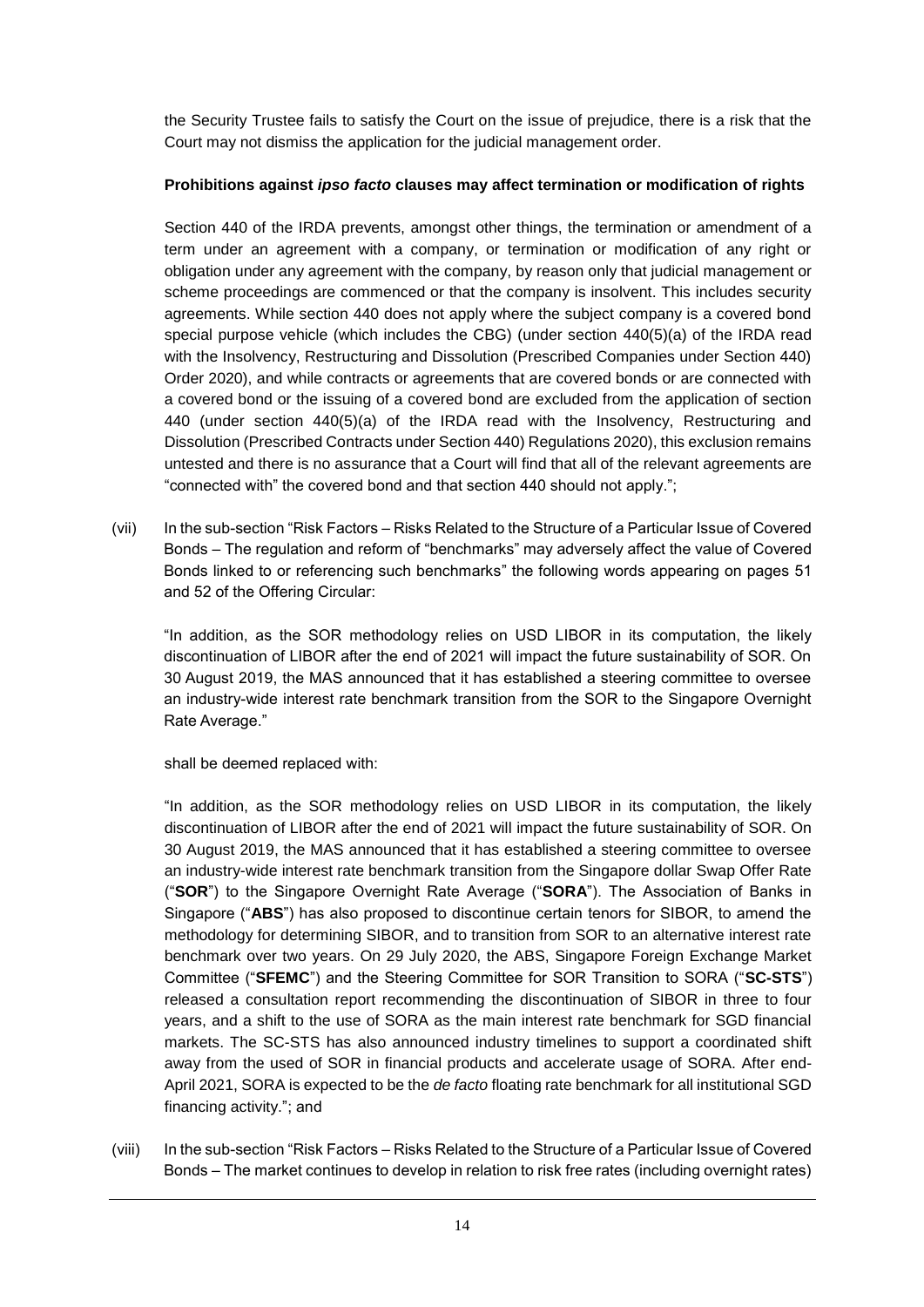the Security Trustee fails to satisfy the Court on the issue of prejudice, there is a risk that the Court may not dismiss the application for the judicial management order.

**Prohibitions against *ipso facto* clauses may affect termination or modification of rights**

Section 440 of the IRDA prevents, amongst other things, the termination or amendment of a term under an agreement with a company, or termination or modification of any right or obligation under any agreement with the company, by reason only that judicial management or scheme proceedings are commenced or that the company is insolvent. This includes security agreements. While section 440 does not apply where the subject company is a covered bond special purpose vehicle (which includes the CBG) (under section 440(5)(a) of the IRDA read with the Insolvency, Restructuring and Dissolution (Prescribed Companies under Section 440) Order 2020), and while contracts or agreements that are covered bonds or are connected with a covered bond or the issuing of a covered bond are excluded from the application of section 440 (under section 440(5)(a) of the IRDA read with the Insolvency, Restructuring and Dissolution (Prescribed Contracts under Section 440) Regulations 2020), this exclusion remains untested and there is no assurance that a Court will find that all of the relevant agreements are "connected with" the covered bond and that section 440 should not apply.";

(vii) In the sub-section "Risk Factors – Risks Related to the Structure of a Particular Issue of Covered Bonds – The regulation and reform of "benchmarks" may adversely affect the value of Covered Bonds linked to or referencing such benchmarks" the following words appearing on pages 51 and 52 of the Offering Circular:

"In addition, as the SOR methodology relies on USD LIBOR in its computation, the likely discontinuation of LIBOR after the end of 2021 will impact the future sustainability of SOR. On 30 August 2019, the MAS announced that it has established a steering committee to oversee an industry-wide interest rate benchmark transition from the SOR to the Singapore Overnight Rate Average."

shall be deemed replaced with:

"In addition, as the SOR methodology relies on USD LIBOR in its computation, the likely discontinuation of LIBOR after the end of 2021 will impact the future sustainability of SOR. On 30 August 2019, the MAS announced that it has established a steering committee to oversee an industry-wide interest rate benchmark transition from the Singapore dollar Swap Offer Rate ("**SOR**") to the Singapore Overnight Rate Average ("**SORA**"). The Association of Banks in Singapore ("**ABS**") has also proposed to discontinue certain tenors for SIBOR, to amend the methodology for determining SIBOR, and to transition from SOR to an alternative interest rate benchmark over two years. On 29 July 2020, the ABS, Singapore Foreign Exchange Market Committee ("**SFEMC**") and the Steering Committee for SOR Transition to SORA ("**SC-STS**") released a consultation report recommending the discontinuation of SIBOR in three to four years, and a shift to the use of SORA as the main interest rate benchmark for SGD financial markets. The SC-STS has also announced industry timelines to support a coordinated shift away from the used of SOR in financial products and accelerate usage of SORA. After end-April 2021, SORA is expected to be the *de facto* floating rate benchmark for all institutional SGD financing activity."; and

(viii) In the sub-section "Risk Factors – Risks Related to the Structure of a Particular Issue of Covered Bonds – The market continues to develop in relation to risk free rates (including overnight rates)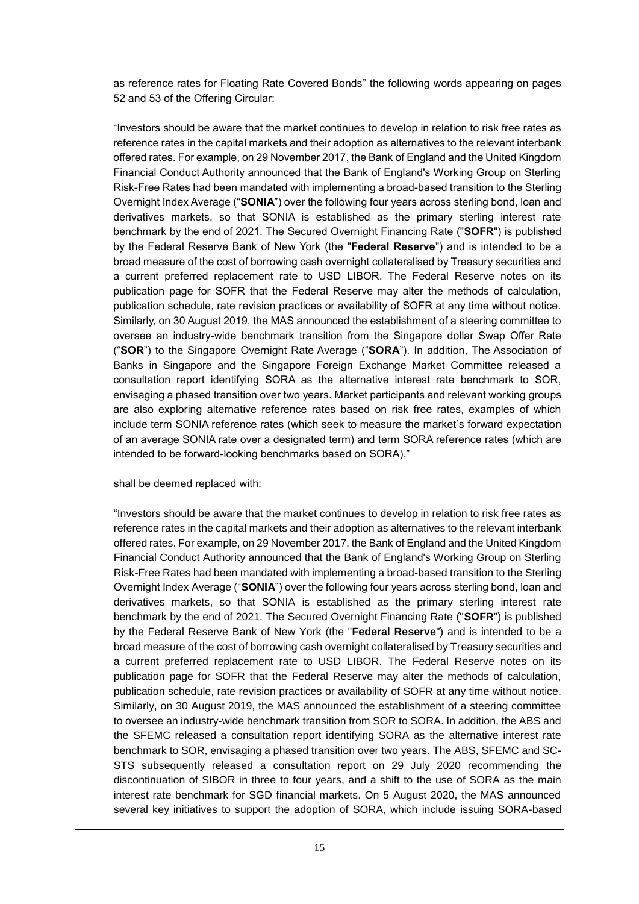as reference rates for Floating Rate Covered Bonds" the following words appearing on pages 52 and 53 of the Offering Circular:

"Investors should be aware that the market continues to develop in relation to risk free rates as reference rates in the capital markets and their adoption as alternatives to the relevant interbank offered rates. For example, on 29 November 2017, the Bank of England and the United Kingdom Financial Conduct Authority announced that the Bank of England's Working Group on Sterling Risk-Free Rates had been mandated with implementing a broad-based transition to the Sterling Overnight Index Average ("**SONIA**") over the following four years across sterling bond, loan and derivatives markets, so that SONIA is established as the primary sterling interest rate benchmark by the end of 2021. The Secured Overnight Financing Rate ("**SOFR**") is published by the Federal Reserve Bank of New York (the "**Federal Reserve**") and is intended to be a broad measure of the cost of borrowing cash overnight collateralised by Treasury securities and a current preferred replacement rate to USD LIBOR. The Federal Reserve notes on its publication page for SOFR that the Federal Reserve may alter the methods of calculation, publication schedule, rate revision practices or availability of SOFR at any time without notice. Similarly, on 30 August 2019, the MAS announced the establishment of a steering committee to oversee an industry-wide benchmark transition from the Singapore dollar Swap Offer Rate ("**SOR**") to the Singapore Overnight Rate Average ("**SORA**"). In addition, The Association of Banks in Singapore and the Singapore Foreign Exchange Market Committee released a consultation report identifying SORA as the alternative interest rate benchmark to SOR, envisaging a phased transition over two years. Market participants and relevant working groups are also exploring alternative reference rates based on risk free rates, examples of which include term SONIA reference rates (which seek to measure the market's forward expectation of an average SONIA rate over a designated term) and term SORA reference rates (which are intended to be forward-looking benchmarks based on SORA)."

shall be deemed replaced with:

"Investors should be aware that the market continues to develop in relation to risk free rates as reference rates in the capital markets and their adoption as alternatives to the relevant interbank offered rates. For example, on 29 November 2017, the Bank of England and the United Kingdom Financial Conduct Authority announced that the Bank of England's Working Group on Sterling Risk-Free Rates had been mandated with implementing a broad-based transition to the Sterling Overnight Index Average ("**SONIA**") over the following four years across sterling bond, loan and derivatives markets, so that SONIA is established as the primary sterling interest rate benchmark by the end of 2021. The Secured Overnight Financing Rate ("**SOFR**") is published by the Federal Reserve Bank of New York (the "**Federal Reserve**") and is intended to be a broad measure of the cost of borrowing cash overnight collateralised by Treasury securities and a current preferred replacement rate to USD LIBOR. The Federal Reserve notes on its publication page for SOFR that the Federal Reserve may alter the methods of calculation, publication schedule, rate revision practices or availability of SOFR at any time without notice. Similarly, on 30 August 2019, the MAS announced the establishment of a steering committee to oversee an industry-wide benchmark transition from SOR to SORA. In addition, the ABS and the SFEMC released a consultation report identifying SORA as the alternative interest rate benchmark to SOR, envisaging a phased transition over two years. The ABS, SFEMC and SC-STS subsequently released a consultation report on 29 July 2020 recommending the discontinuation of SIBOR in three to four years, and a shift to the use of SORA as the main interest rate benchmark for SGD financial markets. On 5 August 2020, the MAS announced several key initiatives to support the adoption of SORA, which include issuing SORA-based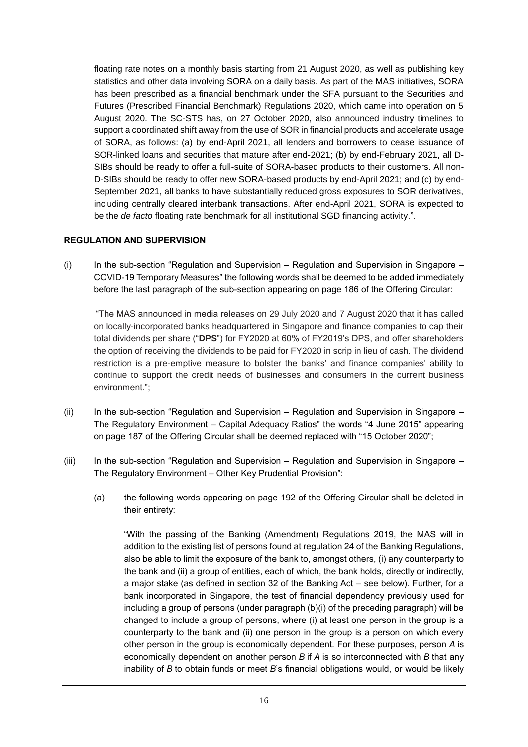floating rate notes on a monthly basis starting from 21 August 2020, as well as publishing key statistics and other data involving SORA on a daily basis. As part of the MAS initiatives, SORA has been prescribed as a financial benchmark under the SFA pursuant to the Securities and Futures (Prescribed Financial Benchmark) Regulations 2020, which came into operation on 5 August 2020. The SC-STS has, on 27 October 2020, also announced industry timelines to support a coordinated shift away from the use of SOR in financial products and accelerate usage of SORA, as follows: (a) by end-April 2021, all lenders and borrowers to cease issuance of SOR-linked loans and securities that mature after end-2021; (b) by end-February 2021, all D-SIBs should be ready to offer a full-suite of SORA-based products to their customers. All non-D-SIBs should be ready to offer new SORA-based products by end-April 2021; and (c) by end-September 2021, all banks to have substantially reduced gross exposures to SOR derivatives, including centrally cleared interbank transactions. After end-April 2021, SORA is expected to be the *de facto* floating rate benchmark for all institutional SGD financing activity.".

**REGULATION AND SUPERVISION**

(i) In the sub-section "Regulation and Supervision – Regulation and Supervision in Singapore – COVID-19 Temporary Measures" the following words shall be deemed to be added immediately before the last paragraph of the sub-section appearing on page 186 of the Offering Circular:

"The MAS announced in media releases on 29 July 2020 and 7 August 2020 that it has called on locally-incorporated banks headquartered in Singapore and finance companies to cap their total dividends per share ("**DPS**") for FY2020 at 60% of FY2019's DPS, and offer shareholders the option of receiving the dividends to be paid for FY2020 in scrip in lieu of cash. The dividend restriction is a pre-emptive measure to bolster the banks' and finance companies' ability to continue to support the credit needs of businesses and consumers in the current business environment.";

(ii) In the sub-section "Regulation and Supervision – Regulation and Supervision in Singapore – The Regulatory Environment – Capital Adequacy Ratios" the words "4 June 2015" appearing on page 187 of the Offering Circular shall be deemed replaced with "15 October 2020";

(iii) In the sub-section "Regulation and Supervision – Regulation and Supervision in Singapore – The Regulatory Environment – Other Key Prudential Provision":

(a) the following words appearing on page 192 of the Offering Circular shall be deleted in their entirety:

"With the passing of the Banking (Amendment) Regulations 2019, the MAS will in addition to the existing list of persons found at regulation 24 of the Banking Regulations, also be able to limit the exposure of the bank to, amongst others, (i) any counterparty to the bank and (ii) a group of entities, each of which, the bank holds, directly or indirectly, a major stake (as defined in section 32 of the Banking Act – see below). Further, for a bank incorporated in Singapore, the test of financial dependency previously used for including a group of persons (under paragraph (b)(i) of the preceding paragraph) will be changed to include a group of persons, where (i) at least one person in the group is a counterparty to the bank and (ii) one person in the group is a person on which every other person in the group is economically dependent. For these purposes, person *A* is economically dependent on another person *B* if *A* is so interconnected with *B* that any inability of *B* to obtain funds or meet *B*'s financial obligations would, or would be likely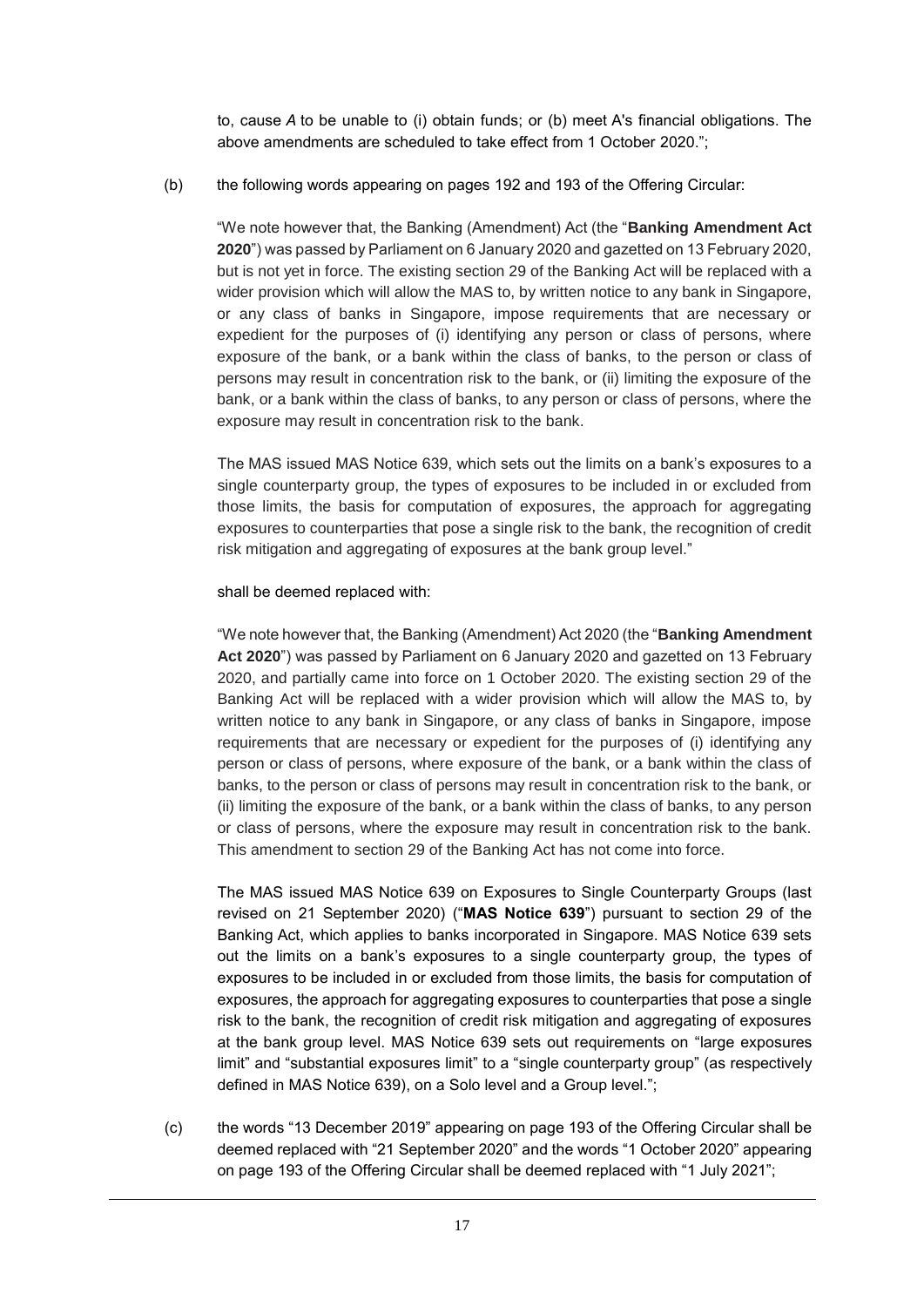to, cause *A* to be unable to (i) obtain funds; or (b) meet A's financial obligations. The above amendments are scheduled to take effect from 1 October 2020.";

(b) the following words appearing on pages 192 and 193 of the Offering Circular:

"We note however that, the Banking (Amendment) Act (the "**Banking Amendment Act 2020**") was passed by Parliament on 6 January 2020 and gazetted on 13 February 2020, but is not yet in force. The existing section 29 of the Banking Act will be replaced with a wider provision which will allow the MAS to, by written notice to any bank in Singapore, or any class of banks in Singapore, impose requirements that are necessary or expedient for the purposes of (i) identifying any person or class of persons, where exposure of the bank, or a bank within the class of banks, to the person or class of persons may result in concentration risk to the bank, or (ii) limiting the exposure of the bank, or a bank within the class of banks, to any person or class of persons, where the exposure may result in concentration risk to the bank.

The MAS issued MAS Notice 639, which sets out the limits on a bank's exposures to a single counterparty group, the types of exposures to be included in or excluded from those limits, the basis for computation of exposures, the approach for aggregating exposures to counterparties that pose a single risk to the bank, the recognition of credit risk mitigation and aggregating of exposures at the bank group level."

shall be deemed replaced with:

"We note however that, the Banking (Amendment) Act 2020 (the "**Banking Amendment Act 2020**") was passed by Parliament on 6 January 2020 and gazetted on 13 February 2020, and partially came into force on 1 October 2020. The existing section 29 of the Banking Act will be replaced with a wider provision which will allow the MAS to, by written notice to any bank in Singapore, or any class of banks in Singapore, impose requirements that are necessary or expedient for the purposes of (i) identifying any person or class of persons, where exposure of the bank, or a bank within the class of banks, to the person or class of persons may result in concentration risk to the bank, or (ii) limiting the exposure of the bank, or a bank within the class of banks, to any person or class of persons, where the exposure may result in concentration risk to the bank. This amendment to section 29 of the Banking Act has not come into force.

The MAS issued MAS Notice 639 on Exposures to Single Counterparty Groups (last revised on 21 September 2020) ("**MAS Notice 639**") pursuant to section 29 of the Banking Act, which applies to banks incorporated in Singapore. MAS Notice 639 sets out the limits on a bank's exposures to a single counterparty group, the types of exposures to be included in or excluded from those limits, the basis for computation of exposures, the approach for aggregating exposures to counterparties that pose a single risk to the bank, the recognition of credit risk mitigation and aggregating of exposures at the bank group level. MAS Notice 639 sets out requirements on "large exposures limit" and "substantial exposures limit" to a "single counterparty group" (as respectively defined in MAS Notice 639), on a Solo level and a Group level.";

(c) the words "13 December 2019" appearing on page 193 of the Offering Circular shall be deemed replaced with "21 September 2020" and the words "1 October 2020" appearing on page 193 of the Offering Circular shall be deemed replaced with "1 July 2021";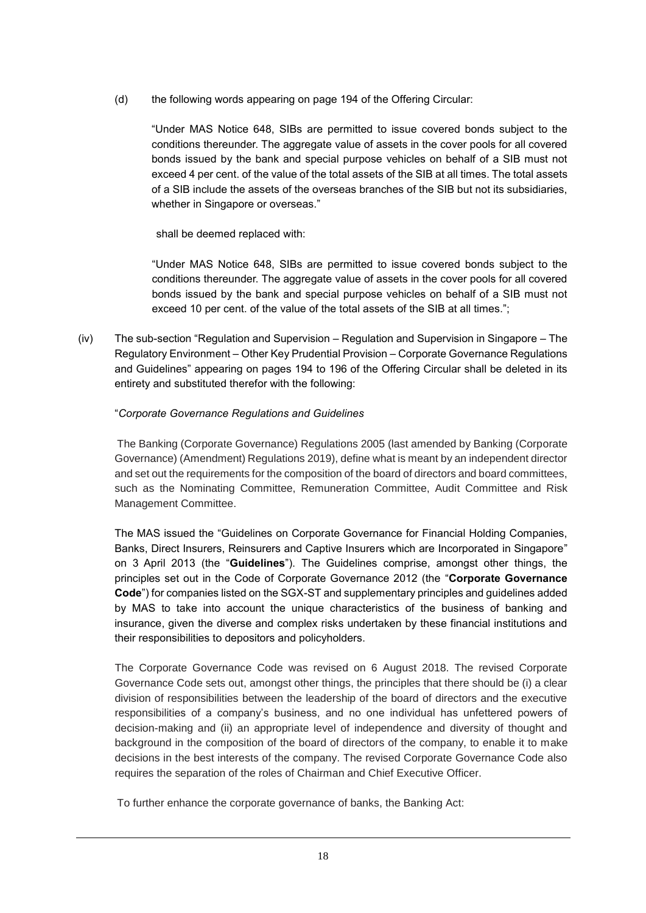(d) the following words appearing on page 194 of the Offering Circular:

> "Under MAS Notice 648, SIBs are permitted to issue covered bonds subject to the conditions thereunder. The aggregate value of assets in the cover pools for all covered bonds issued by the bank and special purpose vehicles on behalf of a SIB must not exceed 4 per cent. of the value of the total assets of the SIB at all times. The total assets of a SIB include the assets of the overseas branches of the SIB but not its subsidiaries, whether in Singapore or overseas."

shall be deemed replaced with:

> "Under MAS Notice 648, SIBs are permitted to issue covered bonds subject to the conditions thereunder. The aggregate value of assets in the cover pools for all covered bonds issued by the bank and special purpose vehicles on behalf of a SIB must not exceed 10 per cent. of the value of the total assets of the SIB at all times.";

(iv) The sub-section "Regulation and Supervision – Regulation and Supervision in Singapore – The Regulatory Environment – Other Key Prudential Provision – Corporate Governance Regulations and Guidelines" appearing on pages 194 to 196 of the Offering Circular shall be deleted in its entirety and substituted therefor with the following:

"*Corporate Governance Regulations and Guidelines*

The Banking (Corporate Governance) Regulations 2005 (last amended by Banking (Corporate Governance) (Amendment) Regulations 2019), define what is meant by an independent director and set out the requirements for the composition of the board of directors and board committees, such as the Nominating Committee, Remuneration Committee, Audit Committee and Risk Management Committee.

The MAS issued the "Guidelines on Corporate Governance for Financial Holding Companies, Banks, Direct Insurers, Reinsurers and Captive Insurers which are Incorporated in Singapore" on 3 April 2013 (the "**Guidelines**"). The Guidelines comprise, amongst other things, the principles set out in the Code of Corporate Governance 2012 (the "**Corporate Governance Code**") for companies listed on the SGX-ST and supplementary principles and guidelines added by MAS to take into account the unique characteristics of the business of banking and insurance, given the diverse and complex risks undertaken by these financial institutions and their responsibilities to depositors and policyholders.

The Corporate Governance Code was revised on 6 August 2018. The revised Corporate Governance Code sets out, amongst other things, the principles that there should be (i) a clear division of responsibilities between the leadership of the board of directors and the executive responsibilities of a company's business, and no one individual has unfettered powers of decision-making and (ii) an appropriate level of independence and diversity of thought and background in the composition of the board of directors of the company, to enable it to make decisions in the best interests of the company. The revised Corporate Governance Code also requires the separation of the roles of Chairman and Chief Executive Officer.

To further enhance the corporate governance of banks, the Banking Act: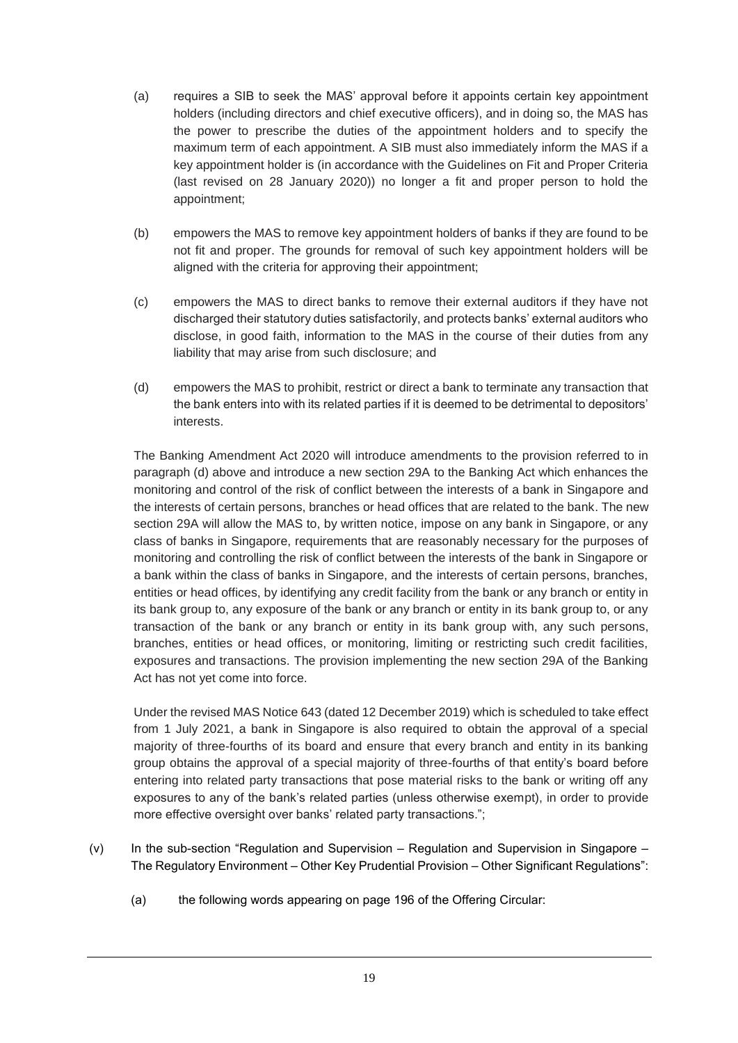(a) requires a SIB to seek the MAS' approval before it appoints certain key appointment holders (including directors and chief executive officers), and in doing so, the MAS has the power to prescribe the duties of the appointment holders and to specify the maximum term of each appointment. A SIB must also immediately inform the MAS if a key appointment holder is (in accordance with the Guidelines on Fit and Proper Criteria (last revised on 28 January 2020)) no longer a fit and proper person to hold the appointment;

(b) empowers the MAS to remove key appointment holders of banks if they are found to be not fit and proper. The grounds for removal of such key appointment holders will be aligned with the criteria for approving their appointment;

(c) empowers the MAS to direct banks to remove their external auditors if they have not discharged their statutory duties satisfactorily, and protects banks' external auditors who disclose, in good faith, information to the MAS in the course of their duties from any liability that may arise from such disclosure; and

(d) empowers the MAS to prohibit, restrict or direct a bank to terminate any transaction that the bank enters into with its related parties if it is deemed to be detrimental to depositors' interests.

The Banking Amendment Act 2020 will introduce amendments to the provision referred to in paragraph (d) above and introduce a new section 29A to the Banking Act which enhances the monitoring and control of the risk of conflict between the interests of a bank in Singapore and the interests of certain persons, branches or head offices that are related to the bank. The new section 29A will allow the MAS to, by written notice, impose on any bank in Singapore, or any class of banks in Singapore, requirements that are reasonably necessary for the purposes of monitoring and controlling the risk of conflict between the interests of the bank in Singapore or a bank within the class of banks in Singapore, and the interests of certain persons, branches, entities or head offices, by identifying any credit facility from the bank or any branch or entity in its bank group to, any exposure of the bank or any branch or entity in its bank group to, or any transaction of the bank or any branch or entity in its bank group with, any such persons, branches, entities or head offices, or monitoring, limiting or restricting such credit facilities, exposures and transactions. The provision implementing the new section 29A of the Banking Act has not yet come into force.

Under the revised MAS Notice 643 (dated 12 December 2019) which is scheduled to take effect from 1 July 2021, a bank in Singapore is also required to obtain the approval of a special majority of three-fourths of its board and ensure that every branch and entity in its banking group obtains the approval of a special majority of three-fourths of that entity's board before entering into related party transactions that pose material risks to the bank or writing off any exposures to any of the bank's related parties (unless otherwise exempt), in order to provide more effective oversight over banks' related party transactions.";

(v) In the sub-section "Regulation and Supervision – Regulation and Supervision in Singapore – The Regulatory Environment – Other Key Prudential Provision – Other Significant Regulations":

(a) the following words appearing on page 196 of the Offering Circular: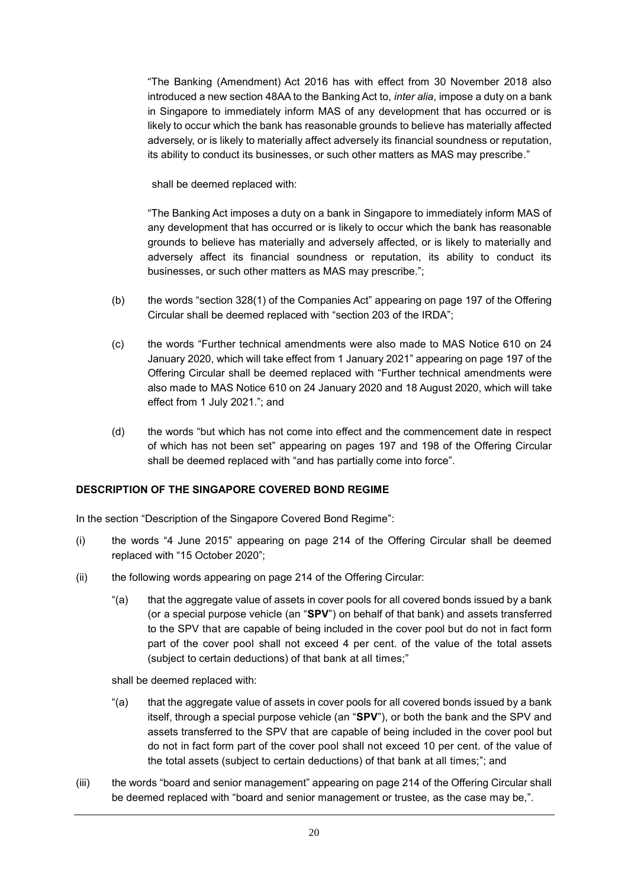"The Banking (Amendment) Act 2016 has with effect from 30 November 2018 also introduced a new section 48AA to the Banking Act to, *inter alia*, impose a duty on a bank in Singapore to immediately inform MAS of any development that has occurred or is likely to occur which the bank has reasonable grounds to believe has materially affected adversely, or is likely to materially affect adversely its financial soundness or reputation, its ability to conduct its businesses, or such other matters as MAS may prescribe."

shall be deemed replaced with:

"The Banking Act imposes a duty on a bank in Singapore to immediately inform MAS of any development that has occurred or is likely to occur which the bank has reasonable grounds to believe has materially and adversely affected, or is likely to materially and adversely affect its financial soundness or reputation, its ability to conduct its businesses, or such other matters as MAS may prescribe.";

(b) the words "section 328(1) of the Companies Act" appearing on page 197 of the Offering Circular shall be deemed replaced with "section 203 of the IRDA";

(c) the words "Further technical amendments were also made to MAS Notice 610 on 24 January 2020, which will take effect from 1 January 2021" appearing on page 197 of the Offering Circular shall be deemed replaced with "Further technical amendments were also made to MAS Notice 610 on 24 January 2020 and 18 August 2020, which will take effect from 1 July 2021."; and

(d) the words "but which has not come into effect and the commencement date in respect of which has not been set" appearing on pages 197 and 198 of the Offering Circular shall be deemed replaced with "and has partially come into force".

**DESCRIPTION OF THE SINGAPORE COVERED BOND REGIME**

In the section "Description of the Singapore Covered Bond Regime":

(i) the words "4 June 2015" appearing on page 214 of the Offering Circular shall be deemed replaced with "15 October 2020";

(ii) the following words appearing on page 214 of the Offering Circular:

"(a) that the aggregate value of assets in cover pools for all covered bonds issued by a bank (or a special purpose vehicle (an "**SPV**") on behalf of that bank) and assets transferred to the SPV that are capable of being included in the cover pool but do not in fact form part of the cover pool shall not exceed 4 per cent. of the value of the total assets (subject to certain deductions) of that bank at all times;"

shall be deemed replaced with:

"(a) that the aggregate value of assets in cover pools for all covered bonds issued by a bank itself, through a special purpose vehicle (an "**SPV**"), or both the bank and the SPV and assets transferred to the SPV that are capable of being included in the cover pool but do not in fact form part of the cover pool shall not exceed 10 per cent. of the value of the total assets (subject to certain deductions) of that bank at all times;"; and

(iii) the words "board and senior management" appearing on page 214 of the Offering Circular shall be deemed replaced with "board and senior management or trustee, as the case may be,".